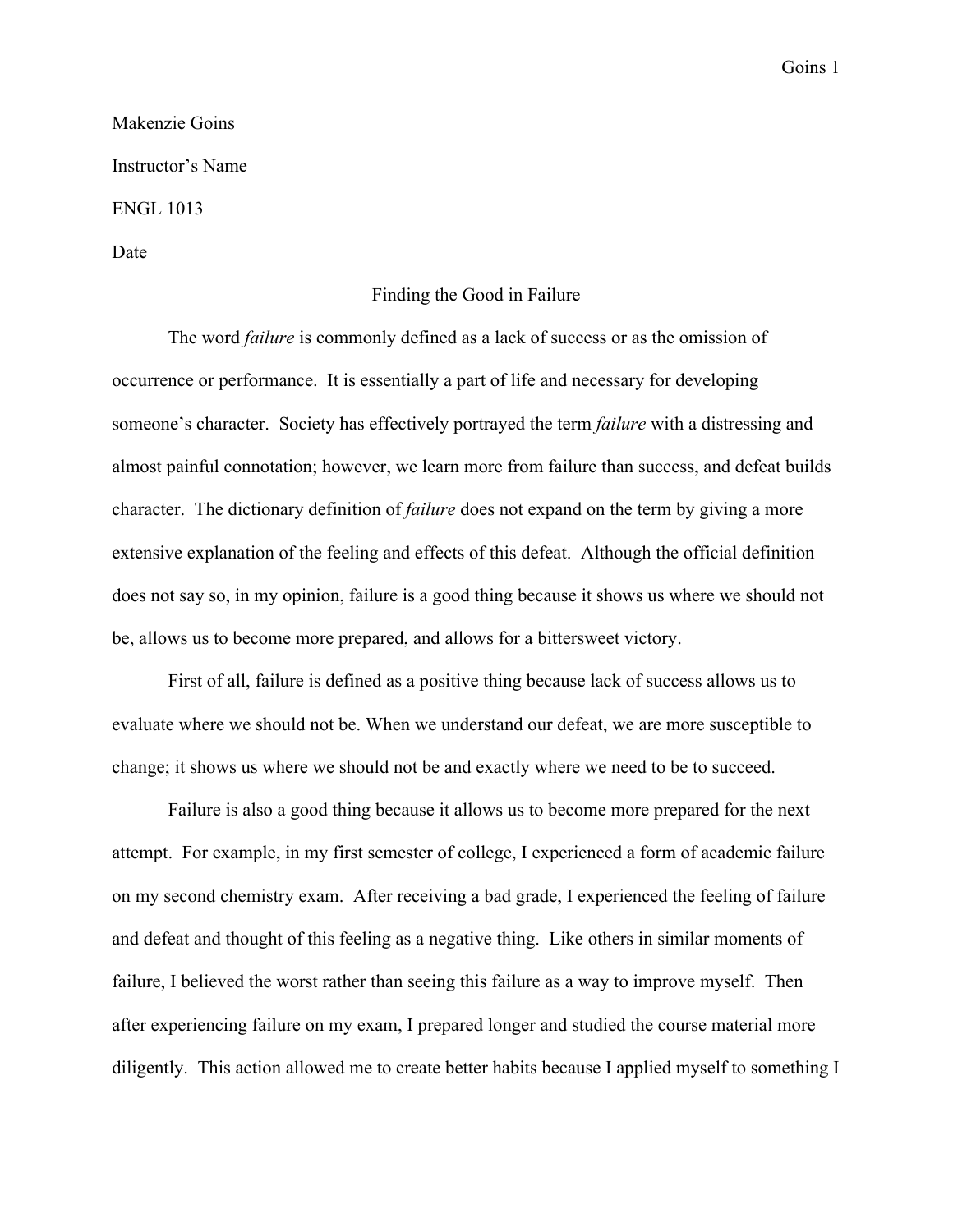Makenzie Goins

Instructor's Name

ENGL 1013

Date

# Finding the Good in Failure

The word *failure* is commonly defined as a lack of success or as the omission of occurrence or performance. It is essentially a part of life and necessary for developing someone's character. Society has effectively portrayed the term *failure* with a distressing and almost painful connotation; however, we learn more from failure than success, and defeat builds character. The dictionary definition of *failure* does not expand on the term by giving a more extensive explanation of the feeling and effects of this defeat. Although the official definition does not say so, in my opinion, failure is a good thing because it shows us where we should not be, allows us to become more prepared, and allows for a bittersweet victory.

First of all, failure is defined as a positive thing because lack of success allows us to evaluate where we should not be. When we understand our defeat, we are more susceptible to change; it shows us where we should not be and exactly where we need to be to succeed.

Failure is also a good thing because it allows us to become more prepared for the next attempt. For example, in my first semester of college, I experienced a form of academic failure on my second chemistry exam. After receiving a bad grade, I experienced the feeling of failure and defeat and thought of this feeling as a negative thing. Like others in similar moments of failure, I believed the worst rather than seeing this failure as a way to improve myself. Then after experiencing failure on my exam, I prepared longer and studied the course material more diligently. This action allowed me to create better habits because I applied myself to something I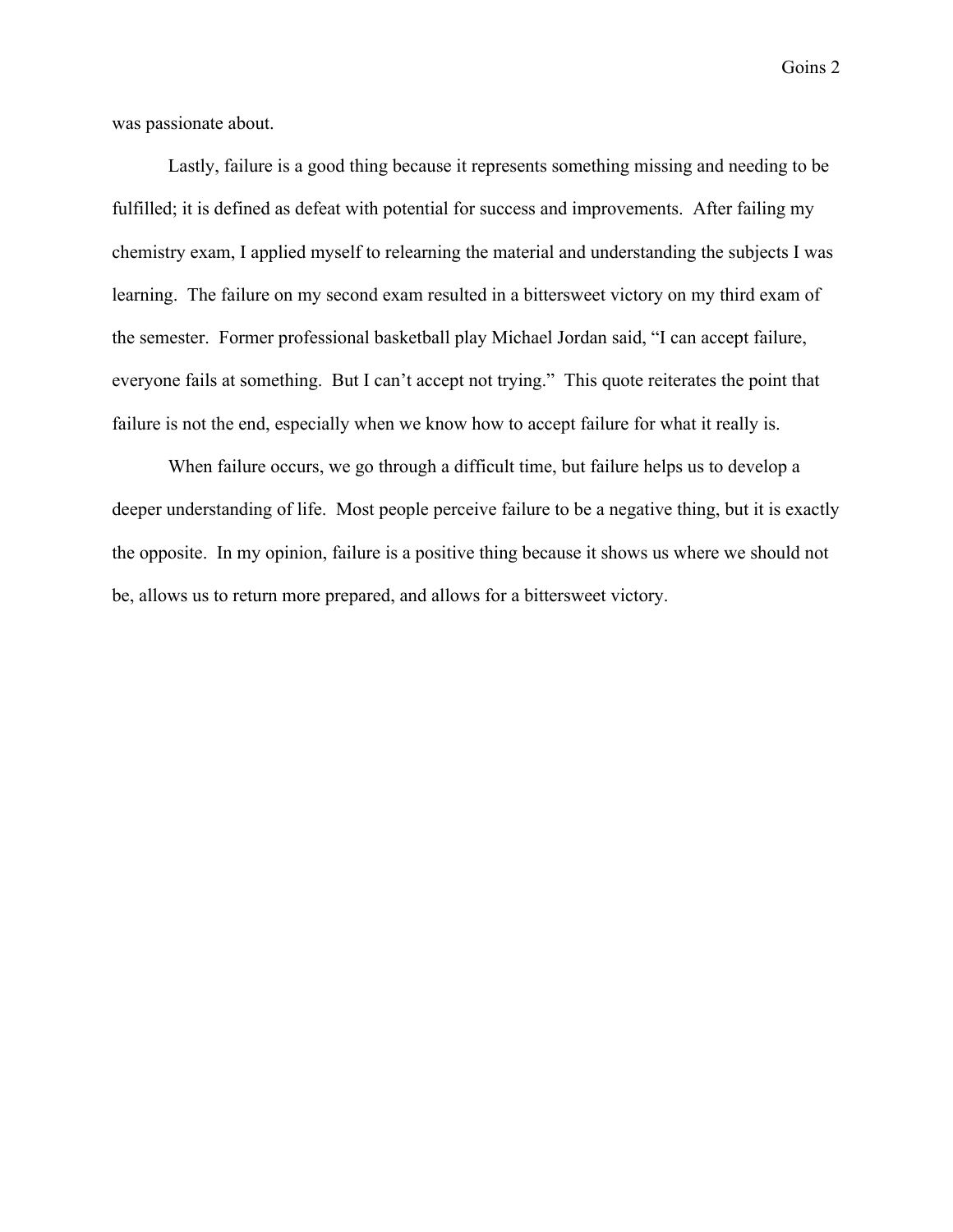was passionate about.

Lastly, failure is a good thing because it represents something missing and needing to be fulfilled; it is defined as defeat with potential for success and improvements. After failing my chemistry exam, I applied myself to relearning the material and understanding the subjects I was learning. The failure on my second exam resulted in a bittersweet victory on my third exam of the semester. Former professional basketball play Michael Jordan said, "I can accept failure, everyone fails at something. But I can't accept not trying." This quote reiterates the point that failure is not the end, especially when we know how to accept failure for what it really is.

When failure occurs, we go through a difficult time, but failure helps us to develop a deeper understanding of life. Most people perceive failure to be a negative thing, but it is exactly the opposite. In my opinion, failure is a positive thing because it shows us where we should not be, allows us to return more prepared, and allows for a bittersweet victory.